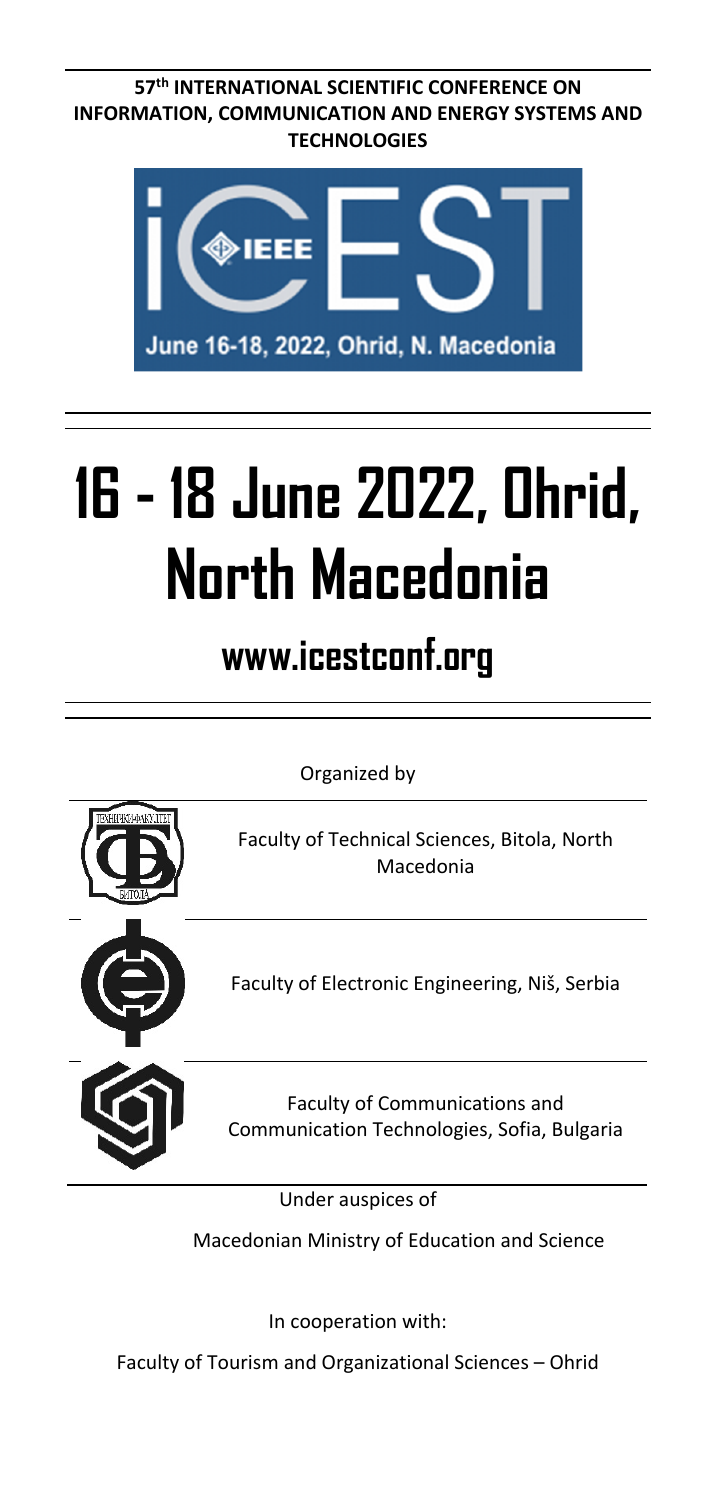**57th INTERNATIONAL SCIENTIFIC CONFERENCE ON INFORMATION, COMMUNICATION AND ENERGY SYSTEMS AND TECHNOLOGIES**

ICEST

June 16-18, 2022, Ohrid, N. Macedonia

# 16 - 18 June 2022, Ohrid, North Macedonia

## www.icestconf.org

Organized by

Faculty of Technical Sciences, Bitola, North Macedonia

Faculty of Electronic Engineering, Niš, Serbia

Faculty of Communications and Communication Technologies, Sofia, Bulgaria

Under auspices of

Macedonian Ministry of Education and Science

In cooperation with:

Faculty of Tourism and Organizational Sciences – Ohrid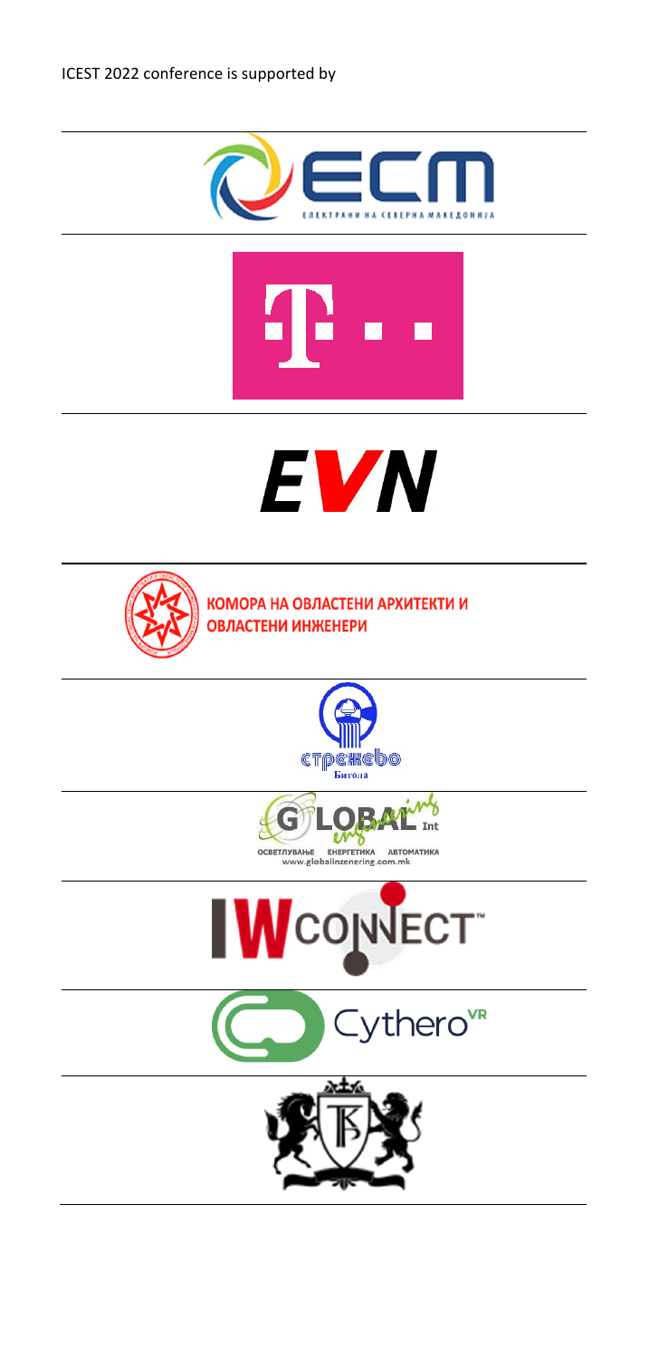ICEST 2022 conference is supported by

ECM

ЕЛЕКТРАНИ НА СЕВЕРНА МАКЕДОНИЈА

EVN

КОМОРА НА ОВЛАСТЕНИ АРХИТЕКТИ И ОВЛАСТЕНИ ИНЖЕНЕРИ

стрежево

Битола

GLOBAL inženering Int

ОСВЕТЛУВАЊЕ ЕНЕРГЕТИКА АВТОМАТИКА

www.globalinzenering.com.mk

IWCONNECT™

Cythero[VR]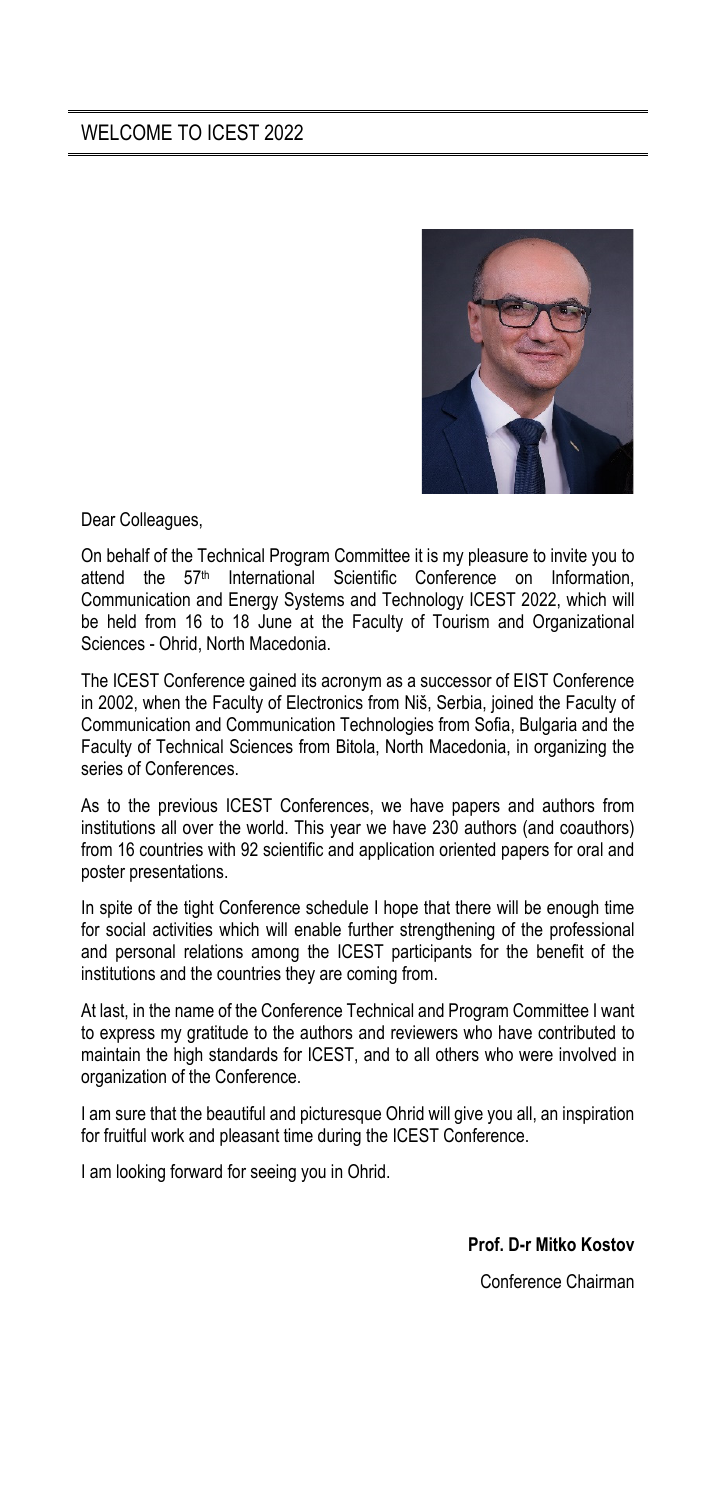## WELCOME TO ICEST 2022

Dear Colleagues,

On behalf of the Technical Program Committee it is my pleasure to invite you to attend the 57th International Scientific Conference on Information, Communication and Energy Systems and Technology ICEST 2022, which will be held from 16 to 18 June at the Faculty of Tourism and Organizational Sciences - Ohrid, North Macedonia.

The ICEST Conference gained its acronym as a successor of EIST Conference in 2002, when the Faculty of Electronics from Niš, Serbia, joined the Faculty of Communication and Communication Technologies from Sofia, Bulgaria and the Faculty of Technical Sciences from Bitola, North Macedonia, in organizing the series of Conferences.

As to the previous ICEST Conferences, we have papers and authors from institutions all over the world. This year we have 230 authors (and coauthors) from 16 countries with 92 scientific and application oriented papers for oral and poster presentations.

In spite of the tight Conference schedule I hope that there will be enough time for social activities which will enable further strengthening of the professional and personal relations among the ICEST participants for the benefit of the institutions and the countries they are coming from.

At last, in the name of the Conference Technical and Program Committee I want to express my gratitude to the authors and reviewers who have contributed to maintain the high standards for ICEST, and to all others who were involved in organization of the Conference.

I am sure that the beautiful and picturesque Ohrid will give you all, an inspiration for fruitful work and pleasant time during the ICEST Conference.

I am looking forward for seeing you in Ohrid.

**Prof. D-r Mitko Kostov**

Conference Chairman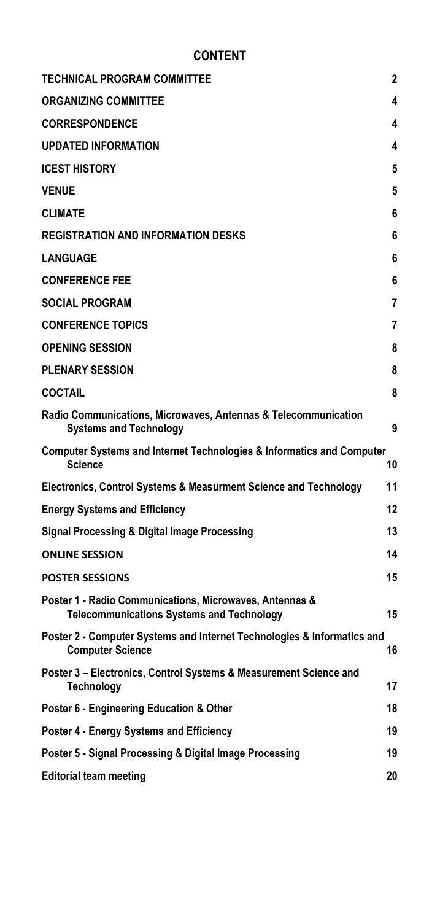# CONTENT

| | |
|---|---|
| TECHNICAL PROGRAM COMMITTEE | 2 |
| ORGANIZING COMMITTEE | 4 |
| CORRESPONDENCE | 4 |
| UPDATED INFORMATION | 4 |
| ICEST HISTORY | 5 |
| VENUE | 5 |
| CLIMATE | 6 |
| REGISTRATION AND INFORMATION DESKS | 6 |
| LANGUAGE | 6 |
| CONFERENCE FEE | 6 |
| SOCIAL PROGRAM | 7 |
| CONFERENCE TOPICS | 7 |
| OPENING SESSION | 8 |
| PLENARY SESSION | 8 |
| COCTAIL | 8 |
| Radio Communications, Microwaves, Antennas & Telecommunication Systems and Technology | 9 |
| Computer Systems and Internet Technologies & Informatics and Computer Science | 10 |
| Electronics, Control Systems & Measurment Science and Technology | 11 |
| Energy Systems and Efficiency | 12 |
| Signal Processing & Digital Image Processing | 13 |
| ONLINE SESSION | 14 |
| POSTER SESSIONS | 15 |
| Poster 1 - Radio Communications, Microwaves, Antennas & Telecommunications Systems and Technology | 15 |
| Poster 2 - Computer Systems and Internet Technologies & Informatics and Computer Science | 16 |
| Poster 3 – Electronics, Control Systems & Measurement Science and Technology | 17 |
| Poster 6 - Engineering Education & Other | 18 |
| Poster 4 - Energy Systems and Efficiency | 19 |
| Poster 5 - Signal Processing & Digital Image Processing | 19 |
| Editorial team meeting | 20 |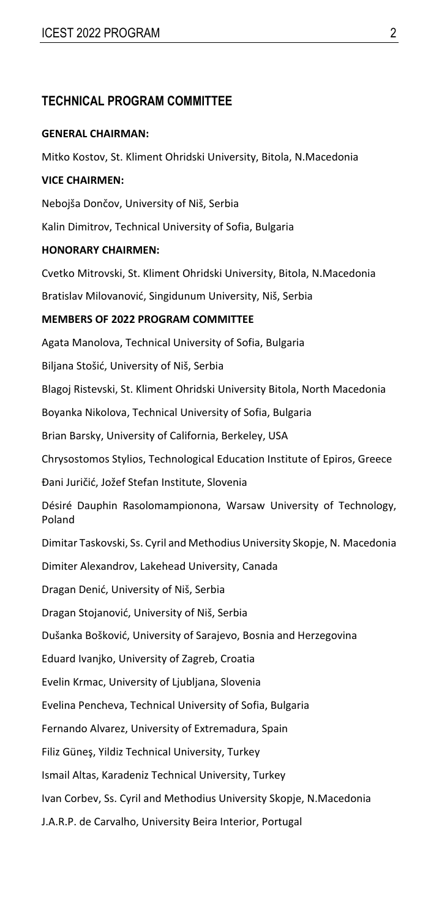## TECHNICAL PROGRAM COMMITTEE

**GENERAL CHAIRMAN:**

Mitko Kostov, St. Kliment Ohridski University, Bitola, N.Macedonia

**VICE CHAIRMEN:**

Nebojša Dončov, University of Niš, Serbia

Kalin Dimitrov, Technical University of Sofia, Bulgaria

**HONORARY CHAIRMEN:**

Cvetko Mitrovski, St. Kliment Ohridski University, Bitola, N.Macedonia

Bratislav Milovanović, Singidunum University, Niš, Serbia

**MEMBERS OF 2022 PROGRAM COMMITTEE**

Agata Manolova, Technical University of Sofia, Bulgaria

Biljana Stošić, University of Niš, Serbia

Blagoj Ristevski, St. Kliment Ohridski University Bitola, North Macedonia

Boyanka Nikolova, Technical University of Sofia, Bulgaria

Brian Barsky, University of California, Berkeley, USA

Chrysostomos Stylios, Technological Education Institute of Epiros, Greece

Đani Juričić, Jožef Stefan Institute, Slovenia

Désiré Dauphin Rasolomampionona, Warsaw University of Technology, Poland

Dimitar Taskovski, Ss. Cyril and Methodius University Skopje, N. Macedonia

Dimiter Alexandrov, Lakehead University, Canada

Dragan Denić, University of Niš, Serbia

Dragan Stojanović, University of Niš, Serbia

Dušanka Bošković, University of Sarajevo, Bosnia and Herzegovina

Eduard Ivanjko, University of Zagreb, Croatia

Evelin Krmac, University of Ljubljana, Slovenia

Evelina Pencheva, Technical University of Sofia, Bulgaria

Fernando Alvarez, University of Extremadura, Spain

Filiz Güneş, Yildiz Technical University, Turkey

Ismail Altas, Karadeniz Technical University, Turkey

Ivan Corbev, Ss. Cyril and Methodius University Skopje, N.Macedonia

J.A.R.P. de Carvalho, University Beira Interior, Portugal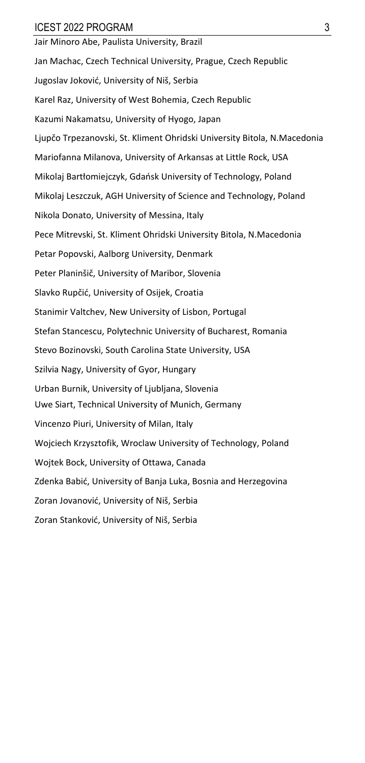Jair Minoro Abe, Paulista University, Brazil

Jan Machac, Czech Technical University, Prague, Czech Republic

Jugoslav Joković, University of Niš, Serbia

Karel Raz, University of West Bohemia, Czech Republic

Kazumi Nakamatsu, University of Hyogo, Japan

Ljupčo Trpezanovski, St. Kliment Ohridski University Bitola, N.Macedonia

Mariofanna Milanova, University of Arkansas at Little Rock, USA

Mikolaj Bartłomiejczyk, Gdańsk University of Technology, Poland

Mikolaj Leszczuk, AGH University of Science and Technology, Poland

Nikola Donato, University of Messina, Italy

Pece Mitrevski, St. Kliment Ohridski University Bitola, N.Macedonia

Petar Popovski, Aalborg University, Denmark

Peter Planinšič, University of Maribor, Slovenia

Slavko Rupčić, University of Osijek, Croatia

Stanimir Valtchev, New University of Lisbon, Portugal

Stefan Stancescu, Polytechnic University of Bucharest, Romania

Stevo Bozinovski, South Carolina State University, USA

Szilvia Nagy, University of Gyor, Hungary

Urban Burnik, University of Ljubljana, Slovenia

Uwe Siart, Technical University of Munich, Germany

Vincenzo Piuri, University of Milan, Italy

Wojciech Krzysztofik, Wroclaw University of Technology, Poland

Wojtek Bock, University of Ottawa, Canada

Zdenka Babić, University of Banja Luka, Bosnia and Herzegovina

Zoran Jovanović, University of Niš, Serbia

Zoran Stanković, University of Niš, Serbia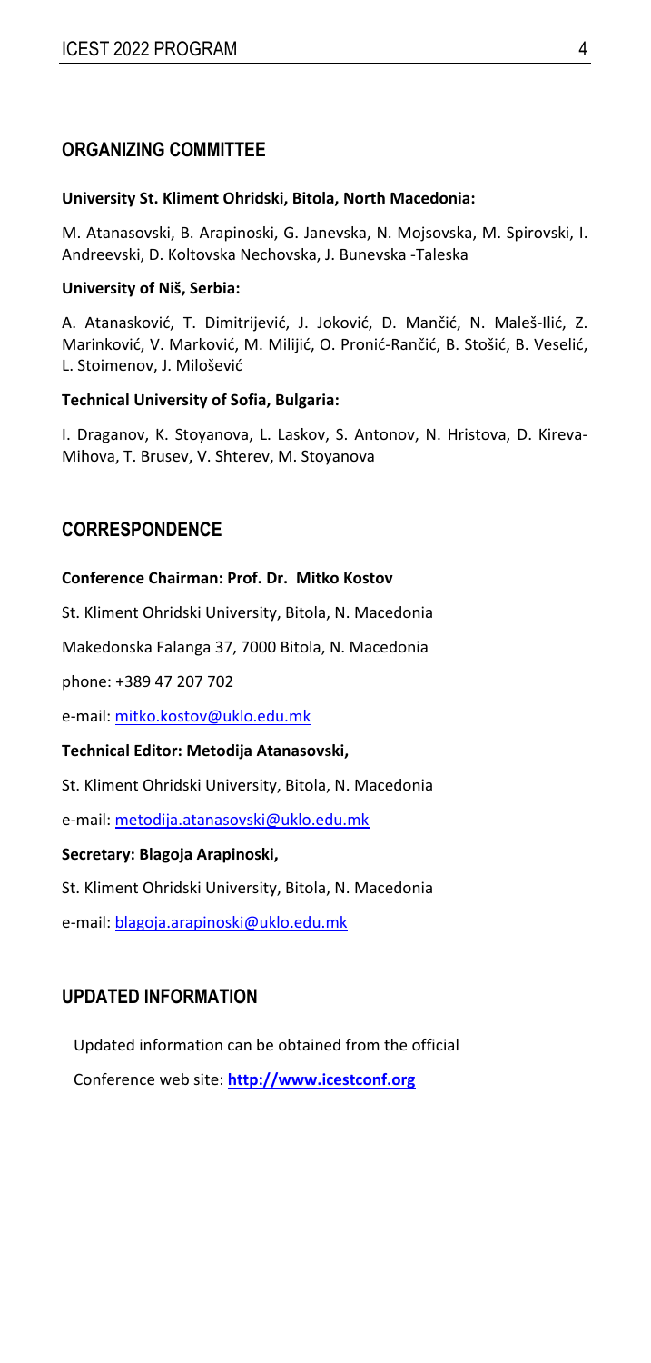## ORGANIZING COMMITTEE

**University St. Kliment Ohridski, Bitola, North Macedonia:**

M. Atanasovski, B. Arapinoski, G. Janevska, N. Mojsovska, M. Spirovski, I. Andreevski, D. Koltovska Nechovska, J. Bunevska -Taleska

**University of Niš, Serbia:**

A. Atanasković, T. Dimitrijević, J. Joković, D. Mančić, N. Maleš-Ilić, Z. Marinković, V. Marković, M. Milijić, O. Pronić-Rančić, B. Stošić, B. Veselić, L. Stoimenov, J. Milošević

**Technical University of Sofia, Bulgaria:**

I. Draganov, K. Stoyanova, L. Laskov, S. Antonov, N. Hristova, D. Kireva-Mihova, T. Brusev, V. Shterev, M. Stoyanova

## CORRESPONDENCE

**Conference Chairman: Prof. Dr. Mitko Kostov**

St. Kliment Ohridski University, Bitola, N. Macedonia

Makedonska Falanga 37, 7000 Bitola, N. Macedonia

phone: +389 47 207 702

e-mail: mitko.kostov@uklo.edu.mk

**Technical Editor: Metodija Atanasovski,**

St. Kliment Ohridski University, Bitola, N. Macedonia

e-mail: metodija.atanasovski@uklo.edu.mk

**Secretary: Blagoja Arapinoski,**

St. Kliment Ohridski University, Bitola, N. Macedonia

e-mail: blagoja.arapinoski@uklo.edu.mk

## UPDATED INFORMATION

Updated information can be obtained from the official

Conference web site: **http://www.icestconf.org**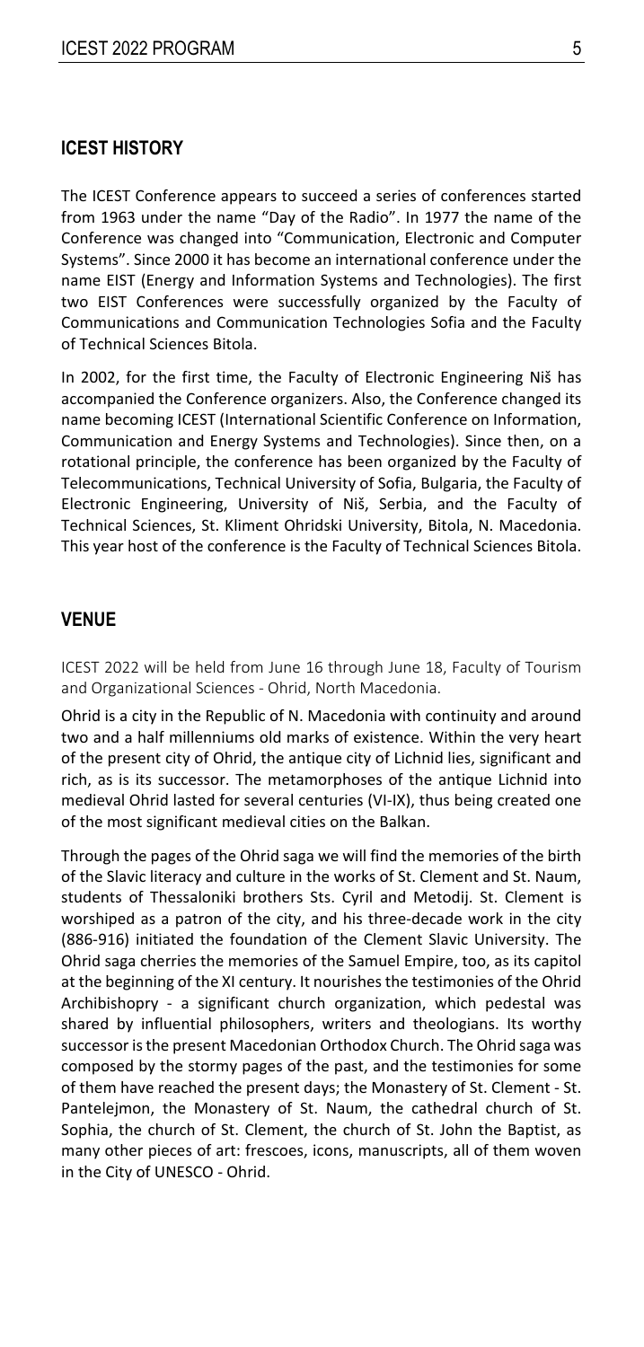## ICEST HISTORY

The ICEST Conference appears to succeed a series of conferences started from 1963 under the name "Day of the Radio". In 1977 the name of the Conference was changed into "Communication, Electronic and Computer Systems". Since 2000 it has become an international conference under the name EIST (Energy and Information Systems and Technologies). The first two EIST Conferences were successfully organized by the Faculty of Communications and Communication Technologies Sofia and the Faculty of Technical Sciences Bitola.

In 2002, for the first time, the Faculty of Electronic Engineering Niš has accompanied the Conference organizers. Also, the Conference changed its name becoming ICEST (International Scientific Conference on Information, Communication and Energy Systems and Technologies). Since then, on a rotational principle, the conference has been organized by the Faculty of Telecommunications, Technical University of Sofia, Bulgaria, the Faculty of Electronic Engineering, University of Niš, Serbia, and the Faculty of Technical Sciences, St. Kliment Ohridski University, Bitola, N. Macedonia. This year host of the conference is the Faculty of Technical Sciences Bitola.

## VENUE

ICEST 2022 will be held from June 16 through June 18, Faculty of Tourism and Organizational Sciences - Ohrid, North Macedonia.

Ohrid is a city in the Republic of N. Macedonia with continuity and around two and a half millenniums old marks of existence. Within the very heart of the present city of Ohrid, the antique city of Lichnid lies, significant and rich, as is its successor. The metamorphoses of the antique Lichnid into medieval Ohrid lasted for several centuries (VI-IX), thus being created one of the most significant medieval cities on the Balkan.

Through the pages of the Ohrid saga we will find the memories of the birth of the Slavic literacy and culture in the works of St. Clement and St. Naum, students of Thessaloniki brothers Sts. Cyril and Metodij. St. Clement is worshiped as a patron of the city, and his three-decade work in the city (886-916) initiated the foundation of the Clement Slavic University. The Ohrid saga cherries the memories of the Samuel Empire, too, as its capitol at the beginning of the XI century. It nourishes the testimonies of the Ohrid Archibishopry - a significant church organization, which pedestal was shared by influential philosophers, writers and theologians. Its worthy successor is the present Macedonian Orthodox Church. The Ohrid saga was composed by the stormy pages of the past, and the testimonies for some of them have reached the present days; the Monastery of St. Clement - St. Pantelejmon, the Monastery of St. Naum, the cathedral church of St. Sophia, the church of St. Clement, the church of St. John the Baptist, as many other pieces of art: frescoes, icons, manuscripts, all of them woven in the City of UNESCO - Ohrid.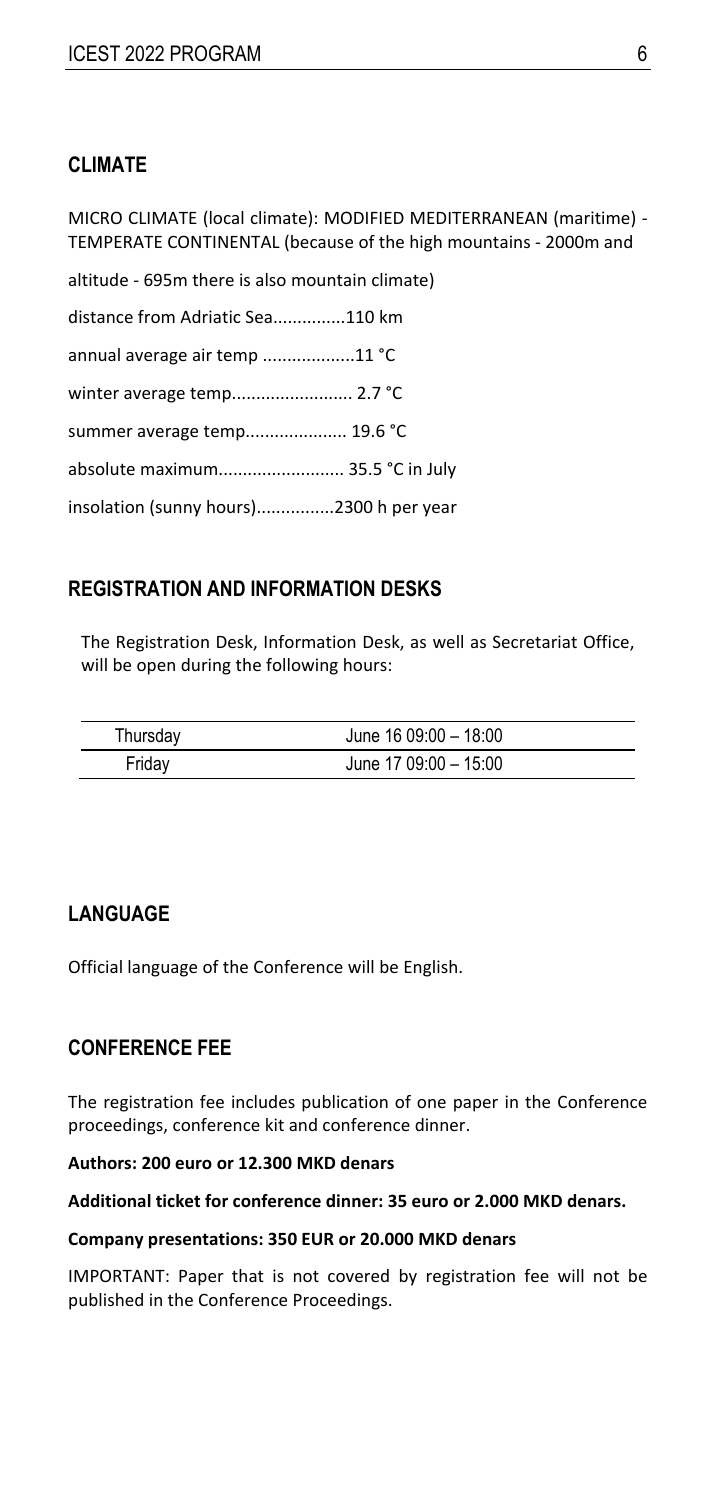## CLIMATE

MICRO CLIMATE (local climate): MODIFIED MEDITERRANEAN (maritime) - TEMPERATE CONTINENTAL (because of the high mountains - 2000m and altitude - 695m there is also mountain climate)

distance from Adriatic Sea...............110 km

annual average air temp ...................11 °C

winter average temp......................... 2.7 °C

summer average temp..................... 19.6 °C

absolute maximum.......................... 35.5 °C in July

insolation (sunny hours)................2300 h per year

## REGISTRATION AND INFORMATION DESKS

The Registration Desk, Information Desk, as well as Secretariat Office, will be open during the following hours:

| | |
|---|---|
| Thursday | June 16 09:00 – 18:00 |
| Friday | June 17 09:00 – 15:00 |

## LANGUAGE

Official language of the Conference will be English.

## CONFERENCE FEE

The registration fee includes publication of one paper in the Conference proceedings, conference kit and conference dinner.

**Authors: 200 euro or 12.300 MKD denars**

**Additional ticket for conference dinner: 35 euro or 2.000 MKD denars.**

**Company presentations: 350 EUR or 20.000 MKD denars**

IMPORTANT: Paper that is not covered by registration fee will not be published in the Conference Proceedings.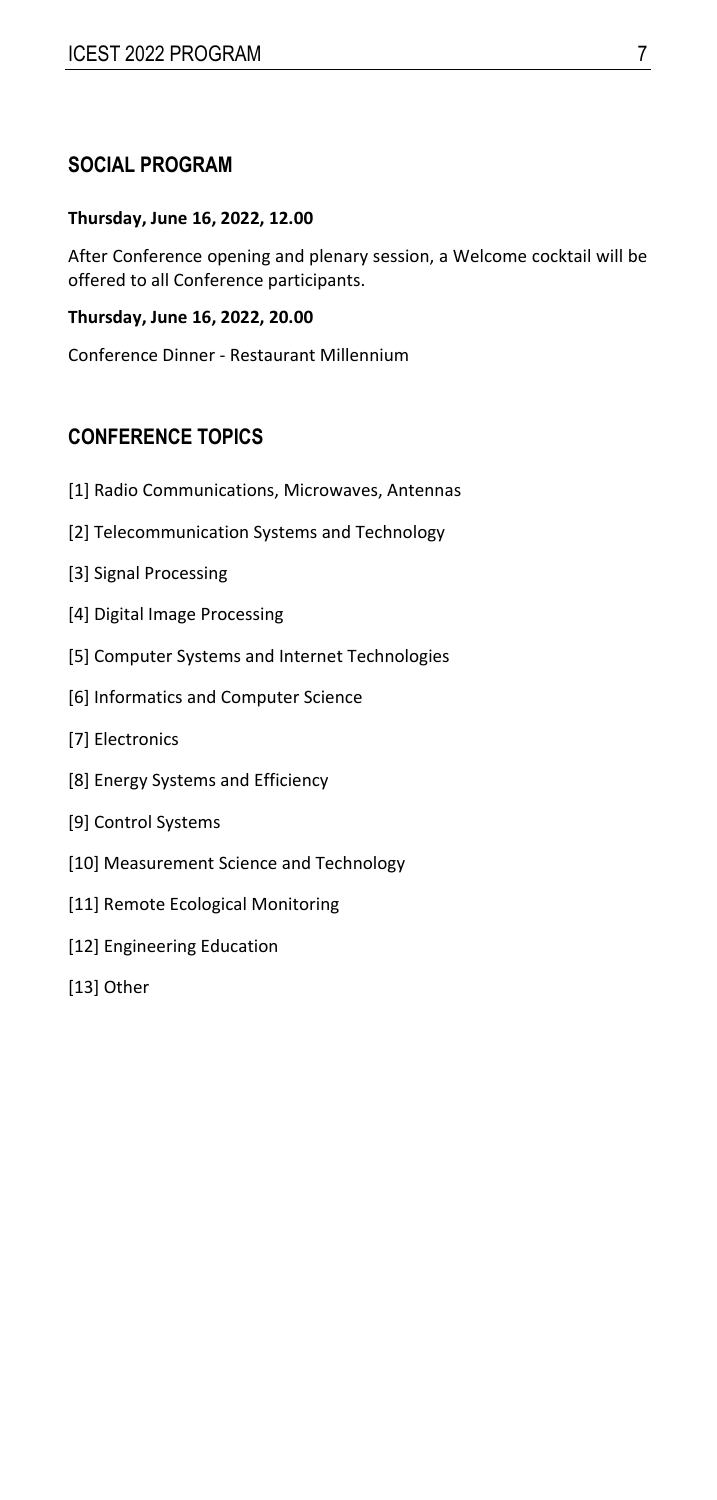## SOCIAL PROGRAM

**Thursday, June 16, 2022, 12.00**

After Conference opening and plenary session, a Welcome cocktail will be offered to all Conference participants.

**Thursday, June 16, 2022, 20.00**

Conference Dinner - Restaurant Millennium

## CONFERENCE TOPICS

[1] Radio Communications, Microwaves, Antennas

[2] Telecommunication Systems and Technology

[3] Signal Processing

[4] Digital Image Processing

[5] Computer Systems and Internet Technologies

[6] Informatics and Computer Science

[7] Electronics

[8] Energy Systems and Efficiency

[9] Control Systems

[10] Measurement Science and Technology

[11] Remote Ecological Monitoring

[12] Engineering Education

[13] Other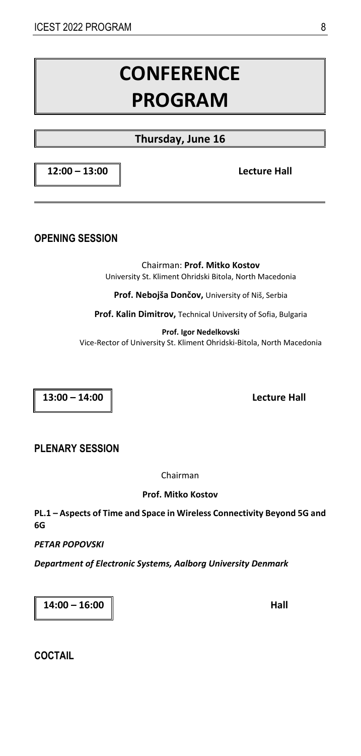# CONFERENCE PROGRAM

## Thursday, June 16

**12:00 – 13:00** **Lecture Hall**

### OPENING SESSION

Chairman: **Prof. Mitko Kostov**
University St. Kliment Ohridski Bitola, North Macedonia

**Prof. Nebojša Dončov,** University of Niš, Serbia

**Prof. Kalin Dimitrov,** Technical University of Sofia, Bulgaria

**Prof. Igor Nedelkovski**
Vice-Rector of University St. Kliment Ohridski-Bitola, North Macedonia

**13:00 – 14:00** **Lecture Hall**

### PLENARY SESSION

Chairman

**Prof. Mitko Kostov**

**PL.1 – Aspects of Time and Space in Wireless Connectivity Beyond 5G and 6G**

***PETAR POPOVSKI***

***Department of Electronic Systems, Aalborg University Denmark***

**14:00 – 16:00** **Hall**

### COCTAIL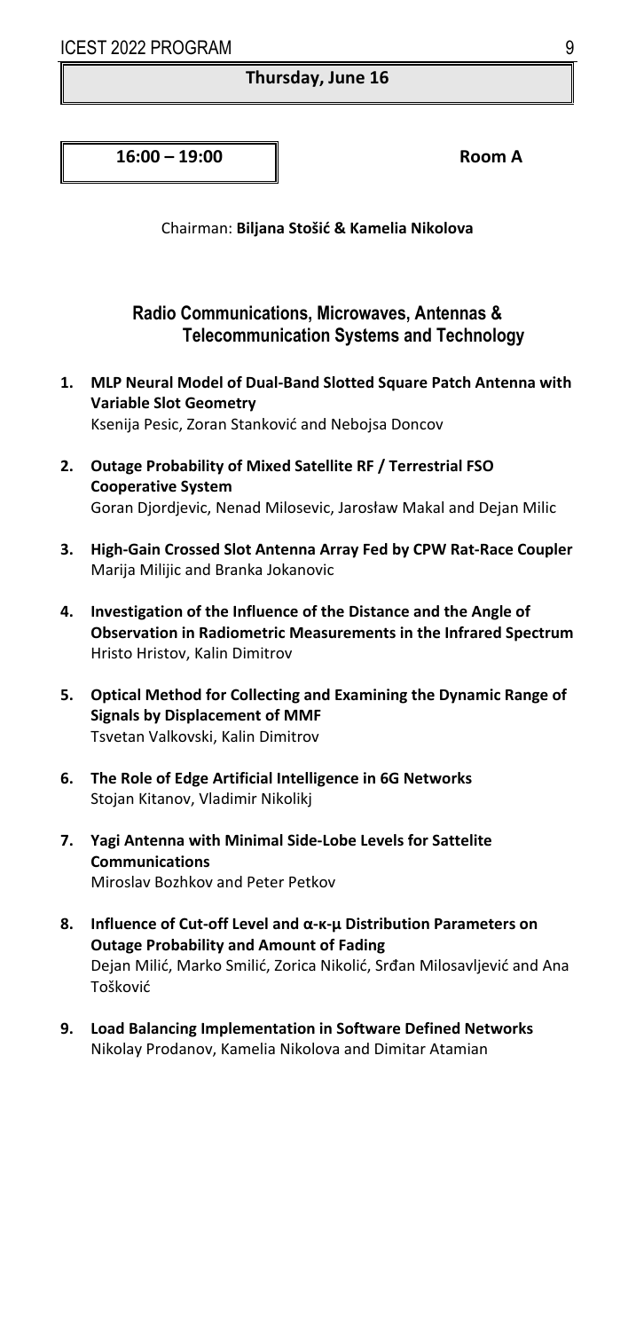**Thursday, June 16**

**16:00 – 19:00** **Room A**

Chairman: **Biljana Stošić & Kamelia Nikolova**

## Radio Communications, Microwaves, Antennas & Telecommunication Systems and Technology

1. **MLP Neural Model of Dual-Band Slotted Square Patch Antenna with Variable Slot Geometry**
   Ksenija Pesic, Zoran Stanković and Nebojsa Doncov

2. **Outage Probability of Mixed Satellite RF / Terrestrial FSO Cooperative System**
   Goran Djordjevic, Nenad Milosevic, Jarosław Makal and Dejan Milic

3. **High-Gain Crossed Slot Antenna Array Fed by CPW Rat-Race Coupler**
   Marija Milijic and Branka Jokanovic

4. **Investigation of the Influence of the Distance and the Angle of Observation in Radiometric Measurements in the Infrared Spectrum**
   Hristo Hristov, Kalin Dimitrov

5. **Optical Method for Collecting and Examining the Dynamic Range of Signals by Displacement of MMF**
   Tsvetan Valkovski, Kalin Dimitrov

6. **The Role of Edge Artificial Intelligence in 6G Networks**
   Stojan Kitanov, Vladimir Nikolikj

7. **Yagi Antenna with Minimal Side-Lobe Levels for Sattelite Communications**
   Miroslav Bozhkov and Peter Petkov

8. **Influence of Cut-off Level and α-κ-μ Distribution Parameters on Outage Probability and Amount of Fading**
   Dejan Milić, Marko Smilić, Zorica Nikolić, Srđan Milosavljević and Ana Tošković

9. **Load Balancing Implementation in Software Defined Networks**
   Nikolay Prodanov, Kamelia Nikolova and Dimitar Atamian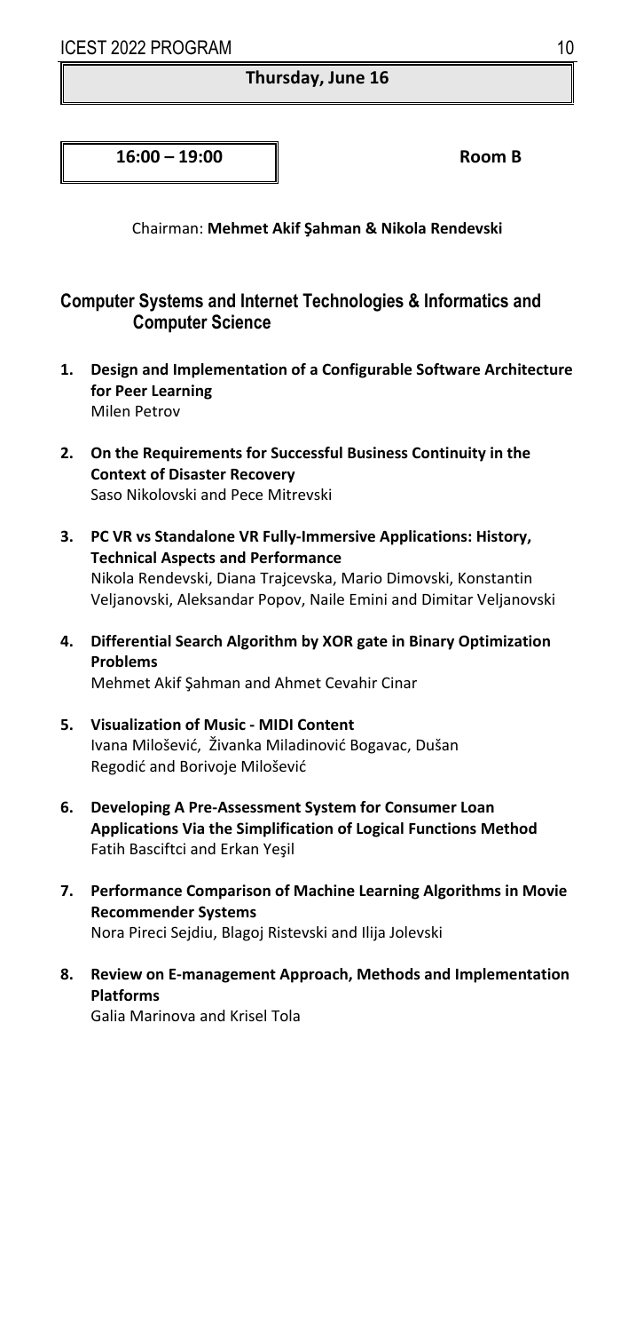**Thursday, June 16**

**16:00 – 19:00** **Room B**

Chairman: **Mehmet Akif Şahman & Nikola Rendevski**

## Computer Systems and Internet Technologies & Informatics and Computer Science

1. **Design and Implementation of a Configurable Software Architecture for Peer Learning**
   Milen Petrov

2. **On the Requirements for Successful Business Continuity in the Context of Disaster Recovery**
   Saso Nikolovski and Pece Mitrevski

3. **PC VR vs Standalone VR Fully-Immersive Applications: History, Technical Aspects and Performance**
   Nikola Rendevski, Diana Trajcevska, Mario Dimovski, Konstantin Veljanovski, Aleksandar Popov, Naile Emini and Dimitar Veljanovski

4. **Differential Search Algorithm by XOR gate in Binary Optimization Problems**
   Mehmet Akif Şahman and Ahmet Cevahir Cinar

5. **Visualization of Music - MIDI Content**
   Ivana Milošević, Živanka Miladinović Bogavac, Dušan Regodić and Borivoje Milošević

6. **Developing A Pre-Assessment System for Consumer Loan Applications Via the Simplification of Logical Functions Method**
   Fatih Basciftci and Erkan Yeşil

7. **Performance Comparison of Machine Learning Algorithms in Movie Recommender Systems**
   Nora Pireci Sejdiu, Blagoj Ristevski and Ilija Jolevski

8. **Review on E-management Approach, Methods and Implementation Platforms**
   Galia Marinova and Krisel Tola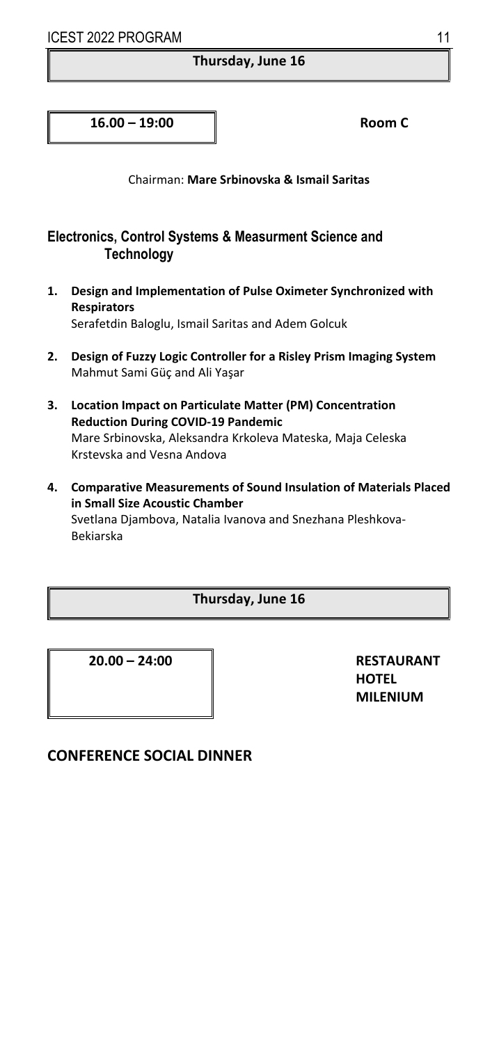**Thursday, June 16**

**16.00 – 19:00** **Room C**

Chairman: **Mare Srbinovska & Ismail Saritas**

## Electronics, Control Systems & Measurment Science and Technology

1. **Design and Implementation of Pulse Oximeter Synchronized with Respirators**
   Serafetdin Baloglu, Ismail Saritas and Adem Golcuk

2. **Design of Fuzzy Logic Controller for a Risley Prism Imaging System**
   Mahmut Sami Güç and Ali Yaşar

3. **Location Impact on Particulate Matter (PM) Concentration Reduction During COVID-19 Pandemic**
   Mare Srbinovska, Aleksandra Krkoleva Mateska, Maja Celeska Krstevska and Vesna Andova

4. **Comparative Measurements of Sound Insulation of Materials Placed in Small Size Acoustic Chamber**
   Svetlana Djambova, Natalia Ivanova and Snezhana Pleshkova-Bekiarska

**Thursday, June 16**

**20.00 – 24:00** **RESTAURANT HOTEL MILENIUM**

## CONFERENCE SOCIAL DINNER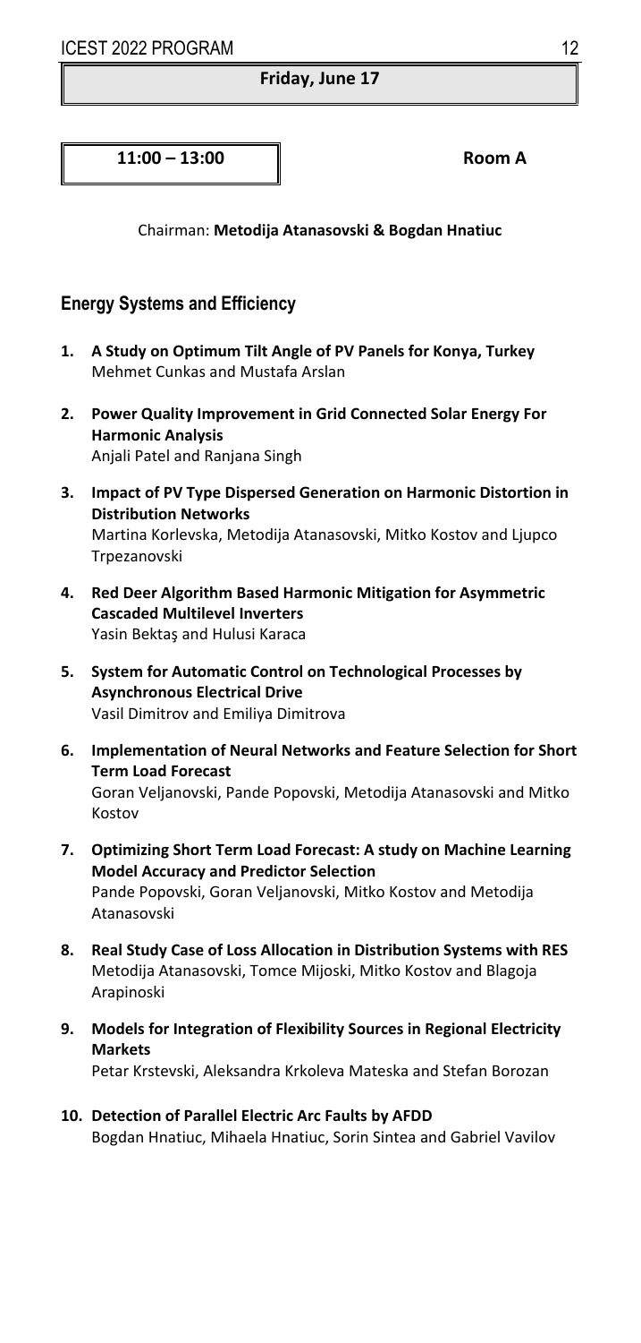**Friday, June 17**

**11:00 – 13:00** **Room A**

Chairman: **Metodija Atanasovski & Bogdan Hnatiuc**

## Energy Systems and Efficiency

1. **A Study on Optimum Tilt Angle of PV Panels for Konya, Turkey**
   Mehmet Cunkas and Mustafa Arslan

2. **Power Quality Improvement in Grid Connected Solar Energy For Harmonic Analysis**
   Anjali Patel and Ranjana Singh

3. **Impact of PV Type Dispersed Generation on Harmonic Distortion in Distribution Networks**
   Martina Korlevska, Metodija Atanasovski, Mitko Kostov and Ljupco Trpezanovski

4. **Red Deer Algorithm Based Harmonic Mitigation for Asymmetric Cascaded Multilevel Inverters**
   Yasin Bektaş and Hulusi Karaca

5. **System for Automatic Control on Technological Processes by Asynchronous Electrical Drive**
   Vasil Dimitrov and Emiliya Dimitrova

6. **Implementation of Neural Networks and Feature Selection for Short Term Load Forecast**
   Goran Veljanovski, Pande Popovski, Metodija Atanasovski and Mitko Kostov

7. **Optimizing Short Term Load Forecast: A study on Machine Learning Model Accuracy and Predictor Selection**
   Pande Popovski, Goran Veljanovski, Mitko Kostov and Metodija Atanasovski

8. **Real Study Case of Loss Allocation in Distribution Systems with RES**
   Metodija Atanasovski, Tomce Mijoski, Mitko Kostov and Blagoja Arapinoski

9. **Models for Integration of Flexibility Sources in Regional Electricity Markets**
   Petar Krstevski, Aleksandra Krkoleva Mateska and Stefan Borozan

10. **Detection of Parallel Electric Arc Faults by AFDD**
    Bogdan Hnatiuc, Mihaela Hnatiuc, Sorin Sintea and Gabriel Vavilov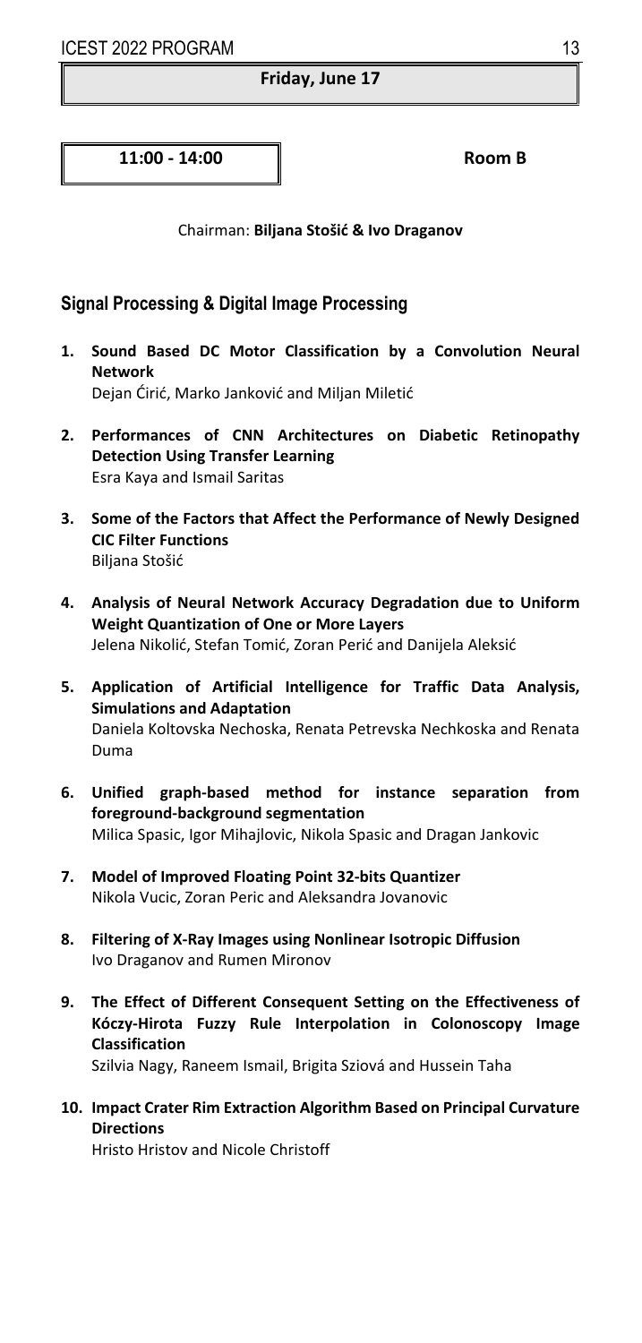**Friday, June 17**

**11:00 - 14:00** **Room B**

Chairman: **Biljana Stošić & Ivo Draganov**

## Signal Processing & Digital Image Processing

1. **Sound Based DC Motor Classification by a Convolution Neural Network**
   Dejan Ćirić, Marko Janković and Miljan Miletić

2. **Performances of CNN Architectures on Diabetic Retinopathy Detection Using Transfer Learning**
   Esra Kaya and Ismail Saritas

3. **Some of the Factors that Affect the Performance of Newly Designed CIC Filter Functions**
   Biljana Stošić

4. **Analysis of Neural Network Accuracy Degradation due to Uniform Weight Quantization of One or More Layers**
   Jelena Nikolić, Stefan Tomić, Zoran Perić and Danijela Aleksić

5. **Application of Artificial Intelligence for Traffic Data Analysis, Simulations and Adaptation**
   Daniela Koltovska Nechoska, Renata Petrevska Nechkoska and Renata Duma

6. **Unified graph-based method for instance separation from foreground-background segmentation**
   Milica Spasic, Igor Mihajlovic, Nikola Spasic and Dragan Jankovic

7. **Model of Improved Floating Point 32-bits Quantizer**
   Nikola Vucic, Zoran Peric and Aleksandra Jovanovic

8. **Filtering of X-Ray Images using Nonlinear Isotropic Diffusion**
   Ivo Draganov and Rumen Mironov

9. **The Effect of Different Consequent Setting on the Effectiveness of Kóczy-Hirota Fuzzy Rule Interpolation in Colonoscopy Image Classification**
   Szilvia Nagy, Raneem Ismail, Brigita Sziová and Hussein Taha

10. **Impact Crater Rim Extraction Algorithm Based on Principal Curvature Directions**
    Hristo Hristov and Nicole Christoff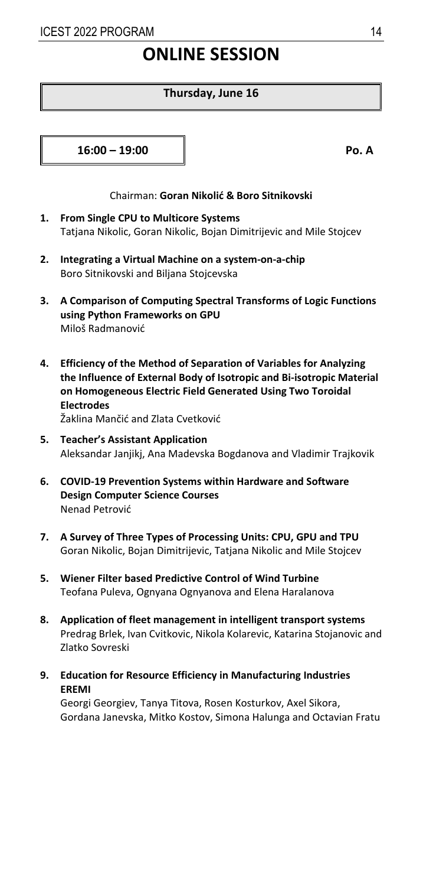# ONLINE SESSION

**Thursday, June 16**

**16:00 – 19:00** **Po. A**

Chairman: **Goran Nikolić & Boro Sitnikovski**

1. **From Single CPU to Multicore Systems**
   Tatjana Nikolic, Goran Nikolic, Bojan Dimitrijevic and Mile Stojcev

2. **Integrating a Virtual Machine on a system-on-a-chip**
   Boro Sitnikovski and Biljana Stojcevska

3. **A Comparison of Computing Spectral Transforms of Logic Functions using Python Frameworks on GPU**
   Miloš Radmanović

4. **Efficiency of the Method of Separation of Variables for Analyzing the Influence of External Body of Isotropic and Bi-isotropic Material on Homogeneous Electric Field Generated Using Two Toroidal Electrodes**
   Žaklina Mančić and Zlata Cvetković

5. **Teacher's Assistant Application**
   Aleksandar Janjikj, Ana Madevska Bogdanova and Vladimir Trajkovik

6. **COVID-19 Prevention Systems within Hardware and Software Design Computer Science Courses**
   Nenad Petrović

7. **A Survey of Three Types of Processing Units: CPU, GPU and TPU**
   Goran Nikolic, Bojan Dimitrijevic, Tatjana Nikolic and Mile Stojcev

5\. **Wiener Filter based Predictive Control of Wind Turbine**
   Teofana Puleva, Ognyana Ognyanova and Elena Haralanova

8\. **Application of fleet management in intelligent transport systems**
   Predrag Brlek, Ivan Cvitkovic, Nikola Kolarevic, Katarina Stojanovic and Zlatko Sovreski

9\. **Education for Resource Efficiency in Manufacturing Industries EREMI**
   Georgi Georgiev, Tanya Titova, Rosen Kosturkov, Axel Sikora, Gordana Janevska, Mitko Kostov, Simona Halunga and Octavian Fratu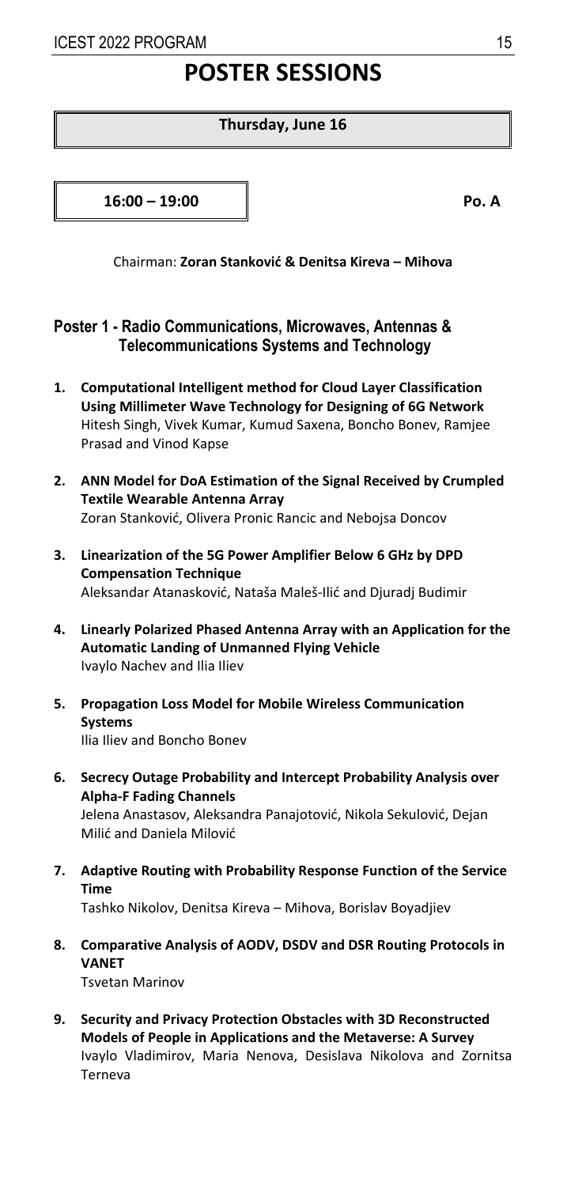# POSTER SESSIONS

**Thursday, June 16**

**16:00 – 19:00** **Po. A**

Chairman: **Zoran Stanković & Denitsa Kireva – Mihova**

## Poster 1 - Radio Communications, Microwaves, Antennas & Telecommunications Systems and Technology

1. **Computational Intelligent method for Cloud Layer Classification Using Millimeter Wave Technology for Designing of 6G Network**
   Hitesh Singh, Vivek Kumar, Kumud Saxena, Boncho Bonev, Ramjee Prasad and Vinod Kapse

2. **ANN Model for DoA Estimation of the Signal Received by Crumpled Textile Wearable Antenna Array**
   Zoran Stanković, Olivera Pronic Rancic and Nebojsa Doncov

3. **Linearization of the 5G Power Amplifier Below 6 GHz by DPD Compensation Technique**
   Aleksandar Atanasković, Nataša Maleš-Ilić and Djuradj Budimir

4. **Linearly Polarized Phased Antenna Array with an Application for the Automatic Landing of Unmanned Flying Vehicle**
   Ivaylo Nachev and Ilia Iliev

5. **Propagation Loss Model for Mobile Wireless Communication Systems**
   Ilia Iliev and Boncho Bonev

6. **Secrecy Outage Probability and Intercept Probability Analysis over Alpha-F Fading Channels**
   Jelena Anastasov, Aleksandra Panajotović, Nikola Sekulović, Dejan Milić and Daniela Milović

7. **Adaptive Routing with Probability Response Function of the Service Time**
   Tashko Nikolov, Denitsa Kireva – Mihova, Borislav Boyadjiev

8. **Comparative Analysis of AODV, DSDV and DSR Routing Protocols in VANET**
   Tsvetan Marinov

9. **Security and Privacy Protection Obstacles with 3D Reconstructed Models of People in Applications and the Metaverse: A Survey**
   Ivaylo Vladimirov, Maria Nenova, Desislava Nikolova and Zornitsa Terneva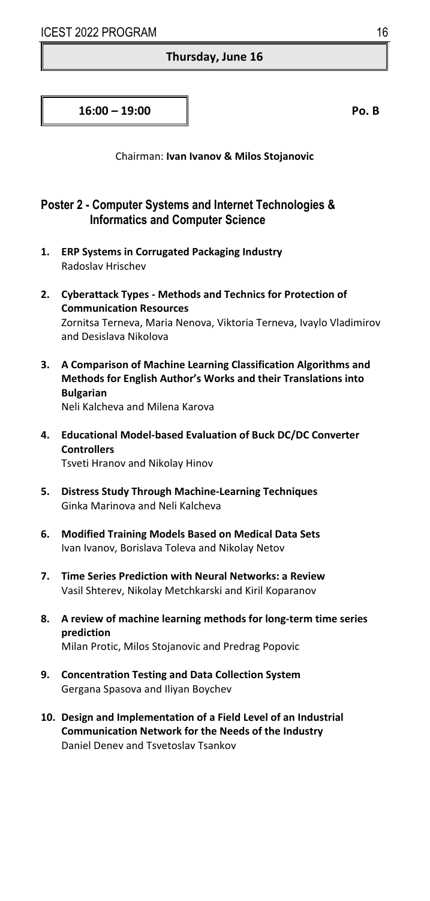**Thursday, June 16**

**16:00 – 19:00** **Po. B**

Chairman: **Ivan Ivanov & Milos Stojanovic**

## Poster 2 - Computer Systems and Internet Technologies & Informatics and Computer Science

1. **ERP Systems in Corrugated Packaging Industry**
   Radoslav Hrischev

2. **Cyberattack Types - Methods and Technics for Protection of Communication Resources**
   Zornitsa Terneva, Maria Nenova, Viktoria Terneva, Ivaylo Vladimirov and Desislava Nikolova

3. **A Comparison of Machine Learning Classification Algorithms and Methods for English Author's Works and their Translations into Bulgarian**
   Neli Kalcheva and Milena Karova

4. **Educational Model-based Evaluation of Buck DC/DC Converter Controllers**
   Tsveti Hranov and Nikolay Hinov

5. **Distress Study Through Machine-Learning Techniques**
   Ginka Marinova and Neli Kalcheva

6. **Modified Training Models Based on Medical Data Sets**
   Ivan Ivanov, Borislava Toleva and Nikolay Netov

7. **Time Series Prediction with Neural Networks: a Review**
   Vasil Shterev, Nikolay Metchkarski and Kiril Koparanov

8. **A review of machine learning methods for long-term time series prediction**
   Milan Protic, Milos Stojanovic and Predrag Popovic

9. **Concentration Testing and Data Collection System**
   Gergana Spasova and Iliyan Boychev

10. **Design and Implementation of a Field Level of an Industrial Communication Network for the Needs of the Industry**
    Daniel Denev and Tsvetoslav Tsankov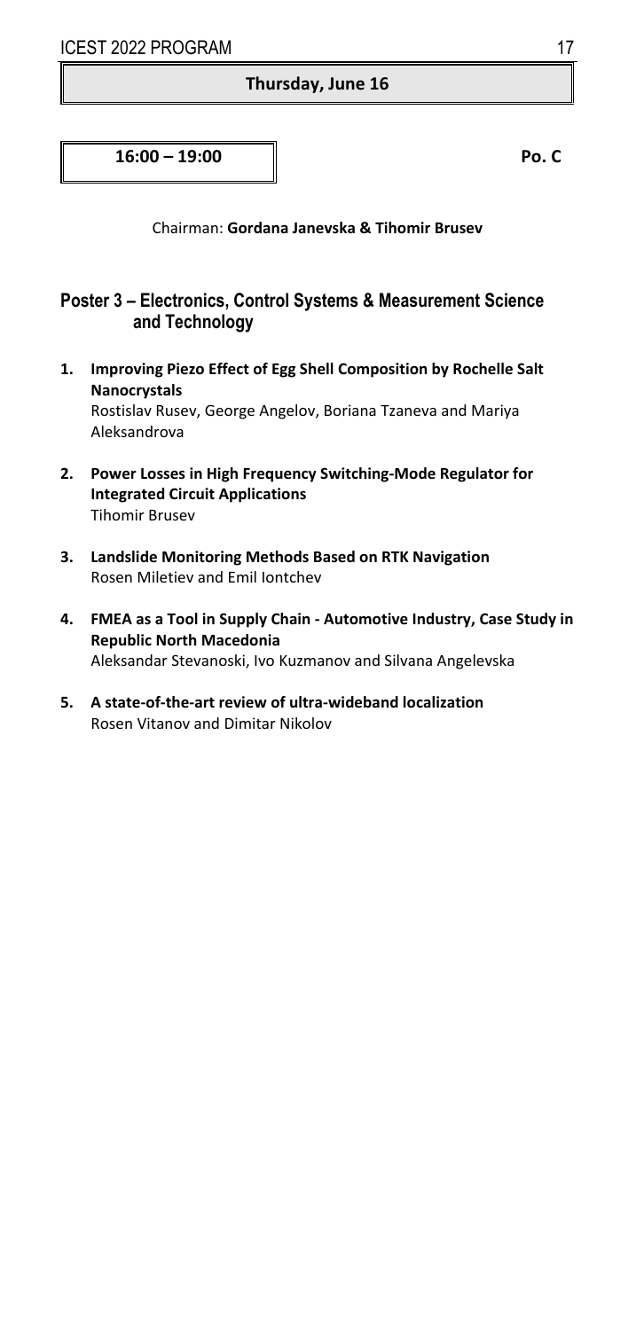**Thursday, June 16**

**16:00 – 19:00** **Po. C**

Chairman: **Gordana Janevska & Tihomir Brusev**

## Poster 3 – Electronics, Control Systems & Measurement Science and Technology

1. **Improving Piezo Effect of Egg Shell Composition by Rochelle Salt Nanocrystals**
   Rostislav Rusev, George Angelov, Boriana Tzaneva and Mariya Aleksandrova

2. **Power Losses in High Frequency Switching-Mode Regulator for Integrated Circuit Applications**
   Tihomir Brusev

3. **Landslide Monitoring Methods Based on RTK Navigation**
   Rosen Miletiev and Emil Iontchev

4. **FMEA as a Tool in Supply Chain - Automotive Industry, Case Study in Republic North Macedonia**
   Aleksandar Stevanoski, Ivo Kuzmanov and Silvana Angelevska

5. **A state-of-the-art review of ultra-wideband localization**
   Rosen Vitanov and Dimitar Nikolov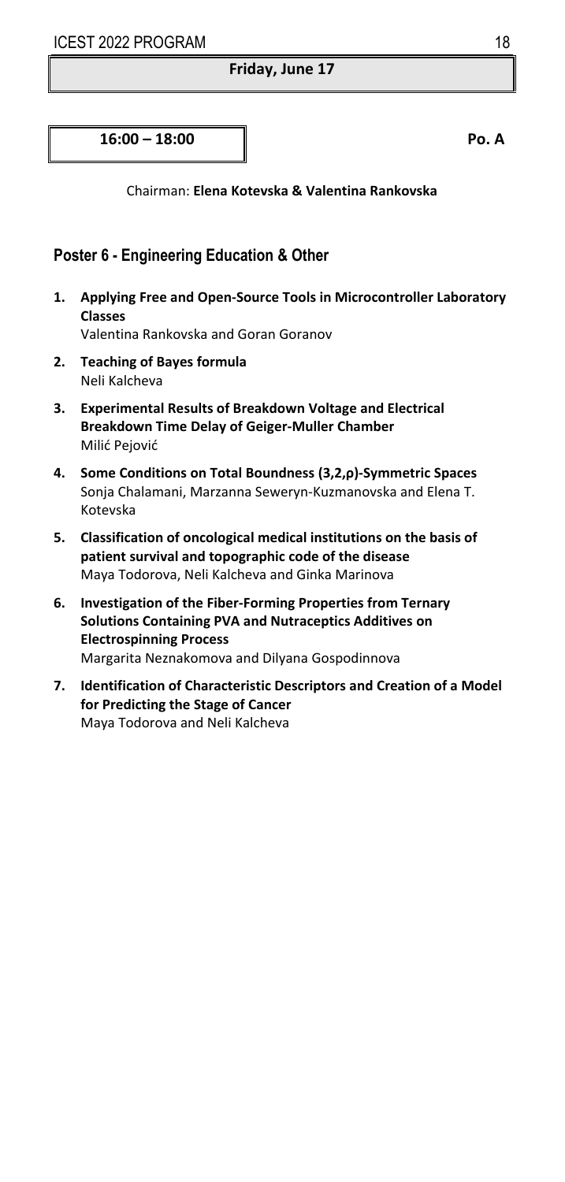**Friday, June 17**

**16:00 – 18:00** **Po. A**

Chairman: **Elena Kotevska & Valentina Rankovska**

## Poster 6 - Engineering Education & Other

1. **Applying Free and Open-Source Tools in Microcontroller Laboratory Classes**
   Valentina Rankovska and Goran Goranov
2. **Teaching of Bayes formula**
   Neli Kalcheva
3. **Experimental Results of Breakdown Voltage and Electrical Breakdown Time Delay of Geiger-Muller Chamber**
   Milić Pejović
4. **Some Conditions on Total Boundness (3,2,ρ)-Symmetric Spaces**
   Sonja Chalamani, Marzanna Seweryn-Kuzmanovska and Elena T. Kotevska
5. **Classification of oncological medical institutions on the basis of patient survival and topographic code of the disease**
   Maya Todorova, Neli Kalcheva and Ginka Marinova
6. **Investigation of the Fiber-Forming Properties from Ternary Solutions Containing PVA and Nutraceptics Additives on Electrospinning Process**
   Margarita Neznakomova and Dilyana Gospodinnova
7. **Identification of Characteristic Descriptors and Creation of a Model for Predicting the Stage of Cancer**
   Maya Todorova and Neli Kalcheva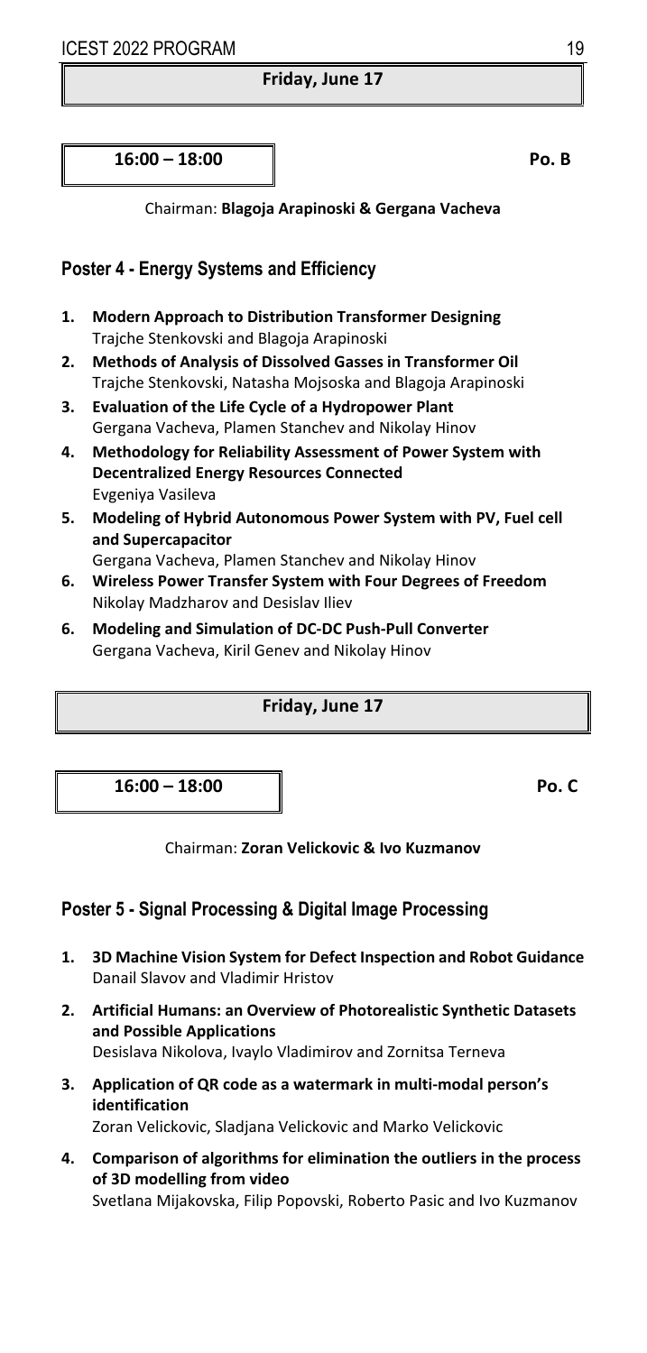**Friday, June 17**

**16:00 – 18:00** **Po. B**

Chairman: **Blagoja Arapinoski & Gergana Vacheva**

## Poster 4 - Energy Systems and Efficiency

1. **Modern Approach to Distribution Transformer Designing**
   Trajche Stenkovski and Blagoja Arapinoski
2. **Methods of Analysis of Dissolved Gasses in Transformer Oil**
   Trajche Stenkovski, Natasha Mojsoska and Blagoja Arapinoski
3. **Evaluation of the Life Cycle of a Hydropower Plant**
   Gergana Vacheva, Plamen Stanchev and Nikolay Hinov
4. **Methodology for Reliability Assessment of Power System with Decentralized Energy Resources Connected**
   Evgeniya Vasileva
5. **Modeling of Hybrid Autonomous Power System with PV, Fuel cell and Supercapacitor**
   Gergana Vacheva, Plamen Stanchev and Nikolay Hinov
6. **Wireless Power Transfer System with Four Degrees of Freedom**
   Nikolay Madzharov and Desislav Iliev

6\. **Modeling and Simulation of DC-DC Push-Pull Converter**
   Gergana Vacheva, Kiril Genev and Nikolay Hinov

**Friday, June 17**

**16:00 – 18:00** **Po. C**

Chairman: **Zoran Velickovic & Ivo Kuzmanov**

## Poster 5 - Signal Processing & Digital Image Processing

1. **3D Machine Vision System for Defect Inspection and Robot Guidance**
   Danail Slavov and Vladimir Hristov
2. **Artificial Humans: an Overview of Photorealistic Synthetic Datasets and Possible Applications**
   Desislava Nikolova, Ivaylo Vladimirov and Zornitsa Terneva
3. **Application of QR code as a watermark in multi-modal person's identification**
   Zoran Velickovic, Sladjana Velickovic and Marko Velickovic
4. **Comparison of algorithms for elimination the outliers in the process of 3D modelling from video**
   Svetlana Mijakovska, Filip Popovski, Roberto Pasic and Ivo Kuzmanov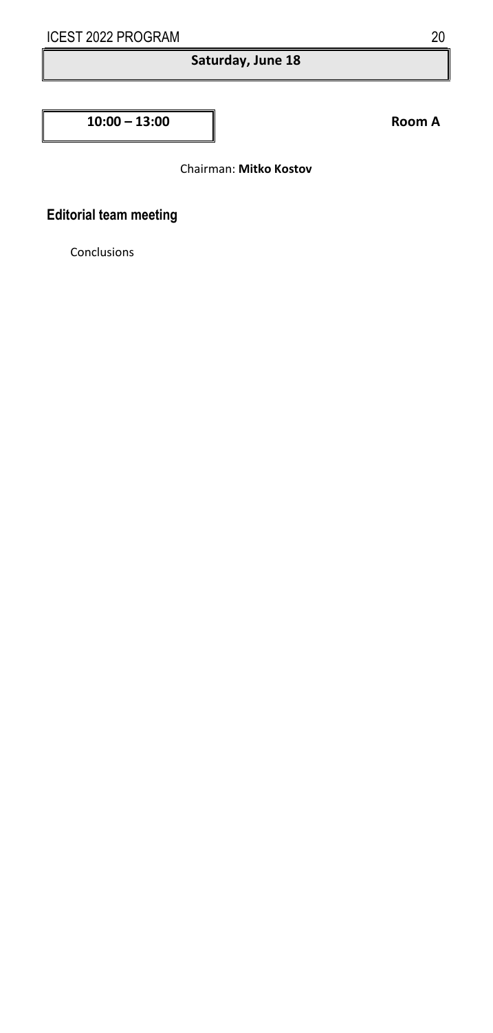## Saturday, June 18

**10:00 – 13:00** **Room A**

Chairman: **Mitko Kostov**

### Editorial team meeting

Conclusions